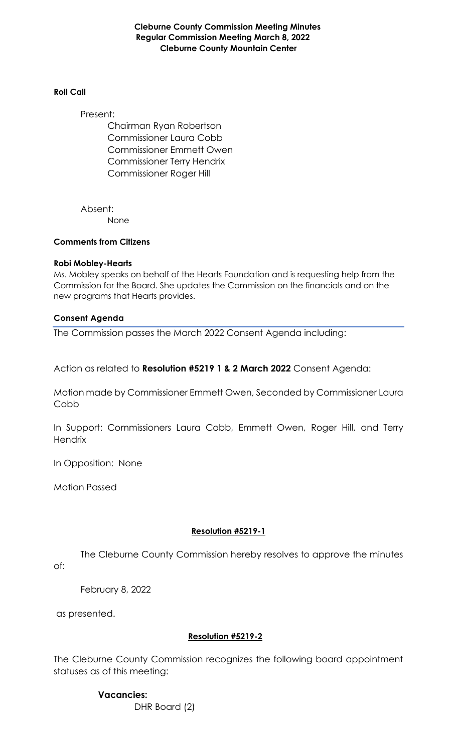# Cleburne County Commission Meeting Minutes
## Regular Commission Meeting March 8, 2022
## Cleburne County Mountain Center

**Roll Call**

Present:

Chairman Ryan Robertson
Commissioner Laura Cobb
Commissioner Emmett Owen
Commissioner Terry Hendrix
Commissioner Roger Hill

Absent:

None

**Comments from Citizens**

**Robi Mobley-Hearts**

Ms. Mobley speaks on behalf of the Hearts Foundation and is requesting help from the Commission for the Board. She updates the Commission on the financials and on the new programs that Hearts provides.

**Consent Agenda**

The Commission passes the March 2022 Consent Agenda including:

Action as related to **Resolution #5219 1 & 2 March 2022** Consent Agenda:

Motion made by Commissioner Emmett Owen, Seconded by Commissioner Laura Cobb

In Support: Commissioners Laura Cobb, Emmett Owen, Roger Hill, and Terry Hendrix

In Opposition: None

Motion Passed

**Resolution #5219-1**

The Cleburne County Commission hereby resolves to approve the minutes of:

February 8, 2022

as presented.

**Resolution #5219-2**

The Cleburne County Commission recognizes the following board appointment statuses as of this meeting:

**Vacancies:**

DHR Board (2)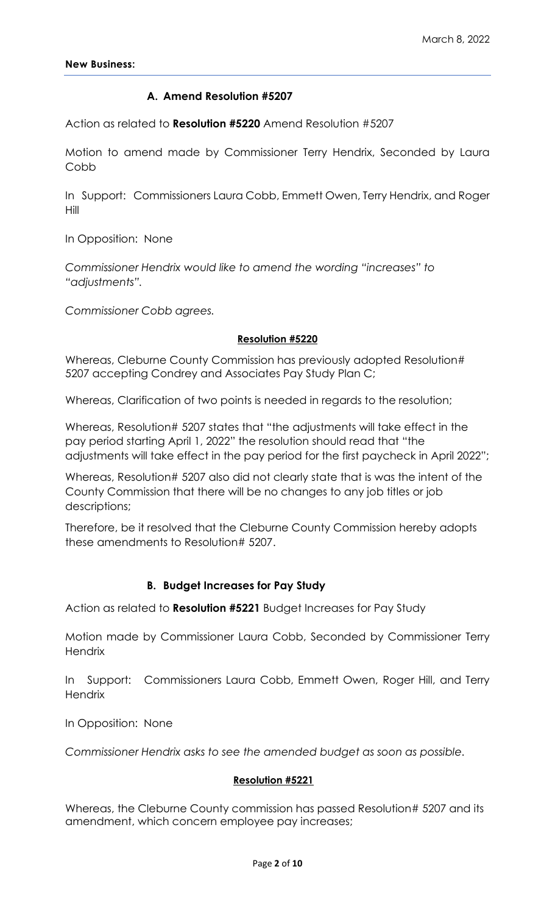March 8, 2022

**New Business:**

### A. Amend Resolution #5207

Action as related to **Resolution #5220** Amend Resolution #5207

Motion to amend made by Commissioner Terry Hendrix, Seconded by Laura Cobb

In Support: Commissioners Laura Cobb, Emmett Owen, Terry Hendrix, and Roger Hill

In Opposition: None

*Commissioner Hendrix would like to amend the wording "increases" to "adjustments".*

*Commissioner Cobb agrees.*

**Resolution #5220**

Whereas, Cleburne County Commission has previously adopted Resolution# 5207 accepting Condrey and Associates Pay Study Plan C;

Whereas, Clarification of two points is needed in regards to the resolution;

Whereas, Resolution# 5207 states that "the adjustments will take effect in the pay period starting April 1, 2022" the resolution should read that "the adjustments will take effect in the pay period for the first paycheck in April 2022";

Whereas, Resolution# 5207 also did not clearly state that is was the intent of the County Commission that there will be no changes to any job titles or job descriptions;

Therefore, be it resolved that the Cleburne County Commission hereby adopts these amendments to Resolution# 5207.

### B. Budget Increases for Pay Study

Action as related to **Resolution #5221** Budget Increases for Pay Study

Motion made by Commissioner Laura Cobb, Seconded by Commissioner Terry Hendrix

In Support: Commissioners Laura Cobb, Emmett Owen, Roger Hill, and Terry Hendrix

In Opposition: None

*Commissioner Hendrix asks to see the amended budget as soon as possible.*

**Resolution #5221**

Whereas, the Cleburne County commission has passed Resolution# 5207 and its amendment, which concern employee pay increases;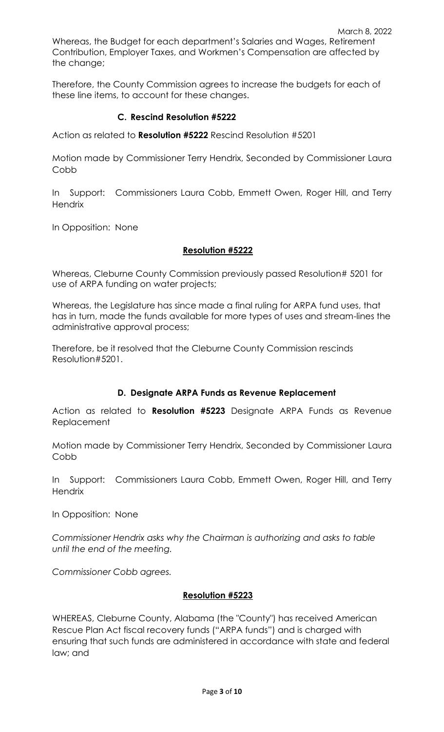Whereas, the Budget for each department's Salaries and Wages, Retirement Contribution, Employer Taxes, and Workmen's Compensation are affected by the change;

Therefore, the County Commission agrees to increase the budgets for each of these line items, to account for these changes.

### C. Rescind Resolution #5222

Action as related to **Resolution #5222** Rescind Resolution #5201

Motion made by Commissioner Terry Hendrix, Seconded by Commissioner Laura Cobb

In Support: Commissioners Laura Cobb, Emmett Owen, Roger Hill, and Terry Hendrix

In Opposition: None

**Resolution #5222**

Whereas, Cleburne County Commission previously passed Resolution# 5201 for use of ARPA funding on water projects;

Whereas, the Legislature has since made a final ruling for ARPA fund uses, that has in turn, made the funds available for more types of uses and stream-lines the administrative approval process;

Therefore, be it resolved that the Cleburne County Commission rescinds Resolution#5201.

### D. Designate ARPA Funds as Revenue Replacement

Action as related to **Resolution #5223** Designate ARPA Funds as Revenue Replacement

Motion made by Commissioner Terry Hendrix, Seconded by Commissioner Laura Cobb

In Support: Commissioners Laura Cobb, Emmett Owen, Roger Hill, and Terry Hendrix

In Opposition: None

*Commissioner Hendrix asks why the Chairman is authorizing and asks to table until the end of the meeting.*

*Commissioner Cobb agrees.*

**Resolution #5223**

WHEREAS, Cleburne County, Alabama (the "County") has received American Rescue Plan Act fiscal recovery funds ("ARPA funds") and is charged with ensuring that such funds are administered in accordance with state and federal law; and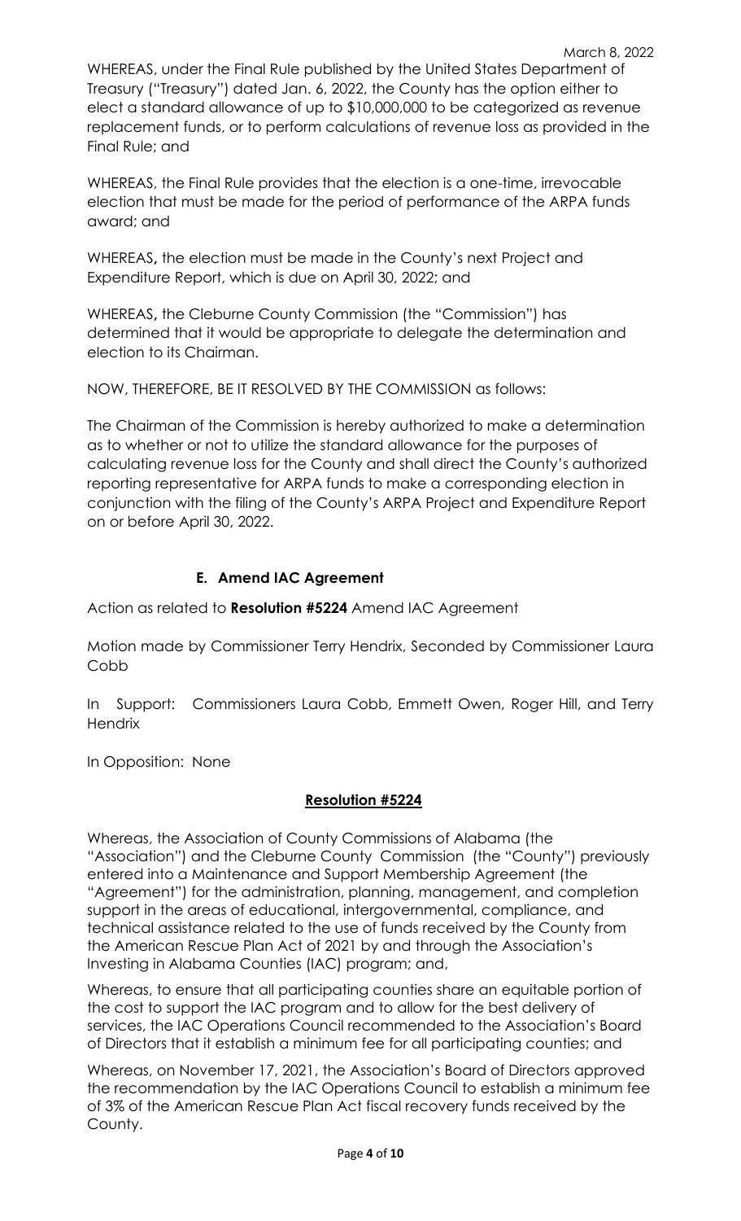WHEREAS, under the Final Rule published by the United States Department of Treasury ("Treasury") dated Jan. 6, 2022, the County has the option either to elect a standard allowance of up to $10,000,000 to be categorized as revenue replacement funds, or to perform calculations of revenue loss as provided in the Final Rule; and

WHEREAS, the Final Rule provides that the election is a one-time, irrevocable election that must be made for the period of performance of the ARPA funds award; and

WHEREAS**,** the election must be made in the County's next Project and Expenditure Report, which is due on April 30, 2022; and

WHEREAS**,** the Cleburne County Commission (the "Commission") has determined that it would be appropriate to delegate the determination and election to its Chairman.

NOW, THEREFORE, BE IT RESOLVED BY THE COMMISSION as follows:

The Chairman of the Commission is hereby authorized to make a determination as to whether or not to utilize the standard allowance for the purposes of calculating revenue loss for the County and shall direct the County's authorized reporting representative for ARPA funds to make a corresponding election in conjunction with the filing of the County's ARPA Project and Expenditure Report on or before April 30, 2022.

**E. Amend IAC Agreement**

Action as related to **Resolution #5224** Amend IAC Agreement

Motion made by Commissioner Terry Hendrix, Seconded by Commissioner Laura Cobb

In Support: Commissioners Laura Cobb, Emmett Owen, Roger Hill, and Terry Hendrix

In Opposition: None

**Resolution #5224**

Whereas, the Association of County Commissions of Alabama (the "Association") and the Cleburne County Commission (the "County") previously entered into a Maintenance and Support Membership Agreement (the "Agreement") for the administration, planning, management, and completion support in the areas of educational, intergovernmental, compliance, and technical assistance related to the use of funds received by the County from the American Rescue Plan Act of 2021 by and through the Association's Investing in Alabama Counties (IAC) program; and,

Whereas, to ensure that all participating counties share an equitable portion of the cost to support the IAC program and to allow for the best delivery of services, the IAC Operations Council recommended to the Association's Board of Directors that it establish a minimum fee for all participating counties; and

Whereas, on November 17, 2021, the Association's Board of Directors approved the recommendation by the IAC Operations Council to establish a minimum fee of 3% of the American Rescue Plan Act fiscal recovery funds received by the County.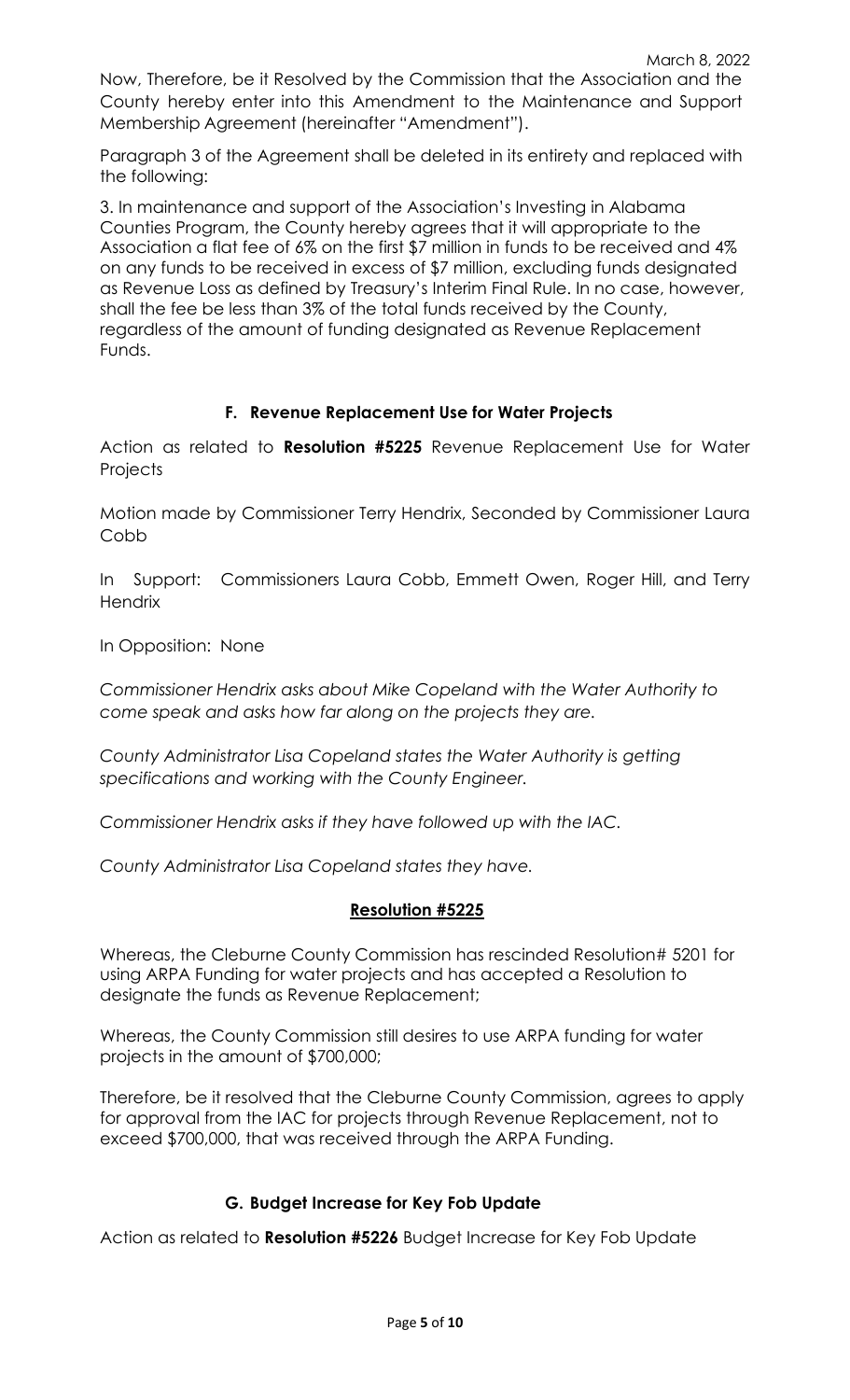Now, Therefore, be it Resolved by the Commission that the Association and the County hereby enter into this Amendment to the Maintenance and Support Membership Agreement (hereinafter "Amendment").

Paragraph 3 of the Agreement shall be deleted in its entirety and replaced with the following:

3. In maintenance and support of the Association's Investing in Alabama Counties Program, the County hereby agrees that it will appropriate to the Association a flat fee of 6% on the first $7 million in funds to be received and 4% on any funds to be received in excess of $7 million, excluding funds designated as Revenue Loss as defined by Treasury's Interim Final Rule. In no case, however, shall the fee be less than 3% of the total funds received by the County, regardless of the amount of funding designated as Revenue Replacement Funds.

### F. Revenue Replacement Use for Water Projects

Action as related to **Resolution #5225** Revenue Replacement Use for Water Projects

Motion made by Commissioner Terry Hendrix, Seconded by Commissioner Laura Cobb

In Support: Commissioners Laura Cobb, Emmett Owen, Roger Hill, and Terry Hendrix

In Opposition: None

*Commissioner Hendrix asks about Mike Copeland with the Water Authority to come speak and asks how far along on the projects they are.*

*County Administrator Lisa Copeland states the Water Authority is getting specifications and working with the County Engineer.*

*Commissioner Hendrix asks if they have followed up with the IAC.*

*County Administrator Lisa Copeland states they have.*

**Resolution #5225**

Whereas, the Cleburne County Commission has rescinded Resolution# 5201 for using ARPA Funding for water projects and has accepted a Resolution to designate the funds as Revenue Replacement;

Whereas, the County Commission still desires to use ARPA funding for water projects in the amount of $700,000;

Therefore, be it resolved that the Cleburne County Commission, agrees to apply for approval from the IAC for projects through Revenue Replacement, not to exceed $700,000, that was received through the ARPA Funding.

### G. Budget Increase for Key Fob Update

Action as related to **Resolution #5226** Budget Increase for Key Fob Update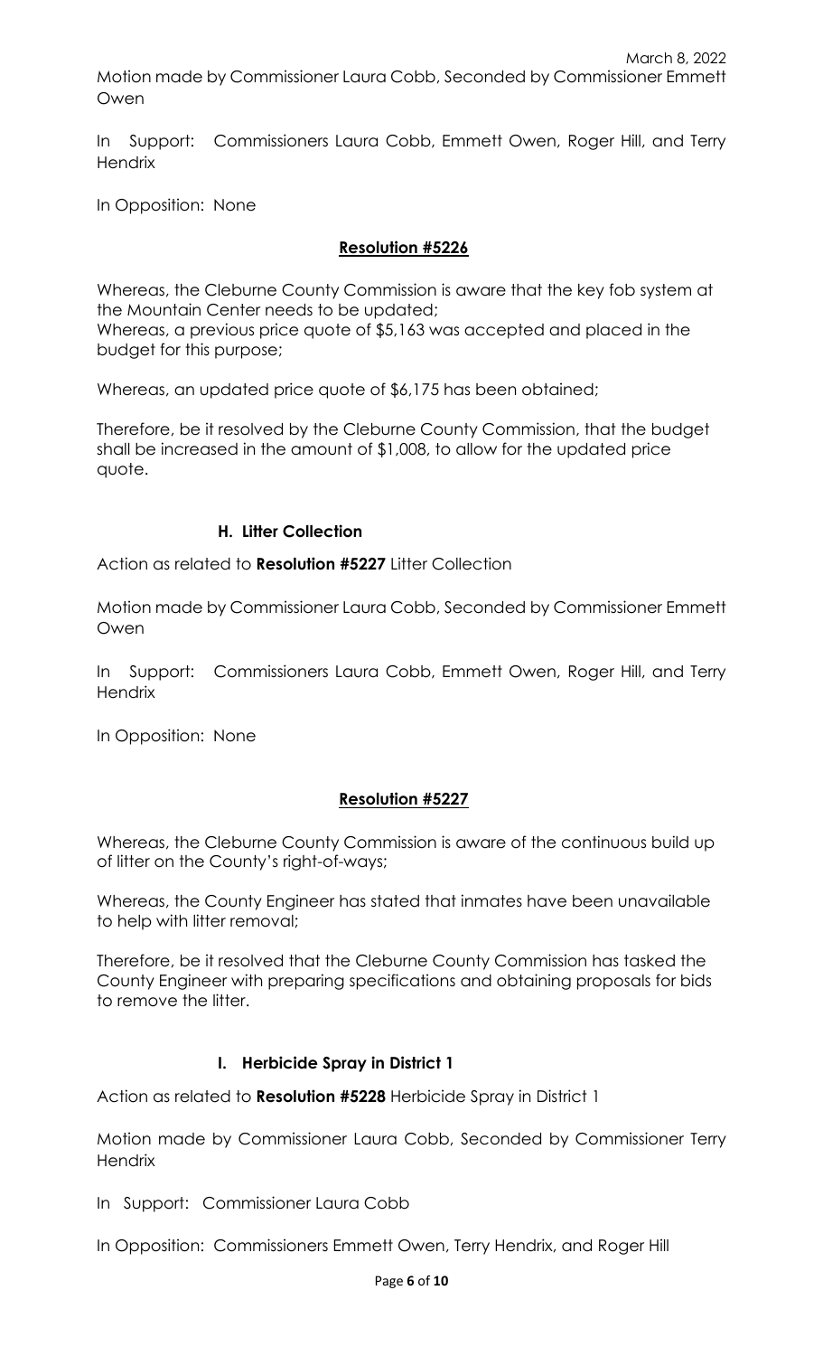Motion made by Commissioner Laura Cobb, Seconded by Commissioner Emmett Owen

In Support: Commissioners Laura Cobb, Emmett Owen, Roger Hill, and Terry Hendrix

In Opposition: None

**Resolution #5226**

Whereas, the Cleburne County Commission is aware that the key fob system at the Mountain Center needs to be updated;
Whereas, a previous price quote of $5,163 was accepted and placed in the budget for this purpose;

Whereas, an updated price quote of $6,175 has been obtained;

Therefore, be it resolved by the Cleburne County Commission, that the budget shall be increased in the amount of $1,008, to allow for the updated price quote.

**H. Litter Collection**

Action as related to **Resolution #5227** Litter Collection

Motion made by Commissioner Laura Cobb, Seconded by Commissioner Emmett Owen

In Support: Commissioners Laura Cobb, Emmett Owen, Roger Hill, and Terry Hendrix

In Opposition: None

**Resolution #5227**

Whereas, the Cleburne County Commission is aware of the continuous build up of litter on the County's right-of-ways;

Whereas, the County Engineer has stated that inmates have been unavailable to help with litter removal;

Therefore, be it resolved that the Cleburne County Commission has tasked the County Engineer with preparing specifications and obtaining proposals for bids to remove the litter.

**I. Herbicide Spray in District 1**

Action as related to **Resolution #5228** Herbicide Spray in District 1

Motion made by Commissioner Laura Cobb, Seconded by Commissioner Terry Hendrix

In Support: Commissioner Laura Cobb

In Opposition: Commissioners Emmett Owen, Terry Hendrix, and Roger Hill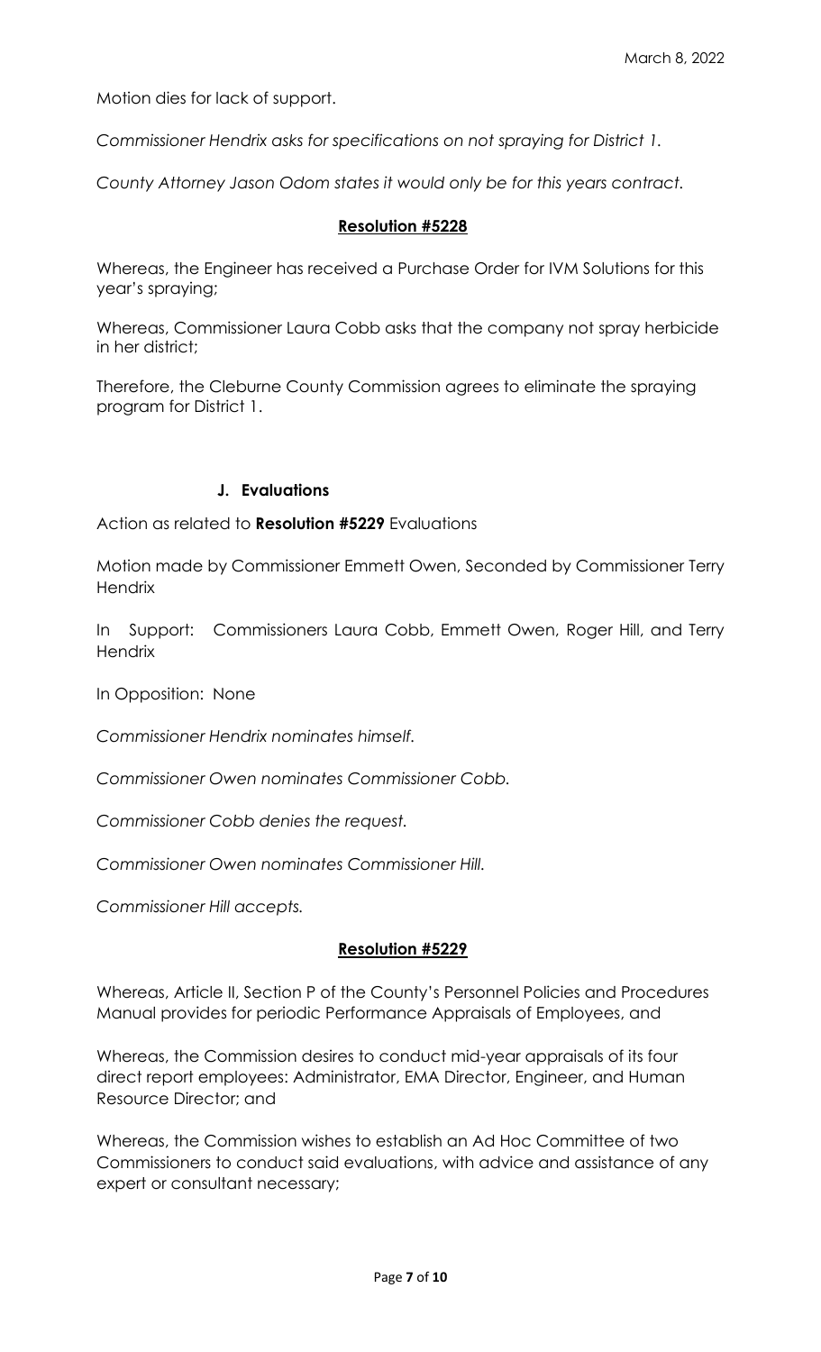Motion dies for lack of support.

*Commissioner Hendrix asks for specifications on not spraying for District 1.*

*County Attorney Jason Odom states it would only be for this years contract.*

**Resolution #5228**

Whereas, the Engineer has received a Purchase Order for IVM Solutions for this year's spraying;

Whereas, Commissioner Laura Cobb asks that the company not spray herbicide in her district;

Therefore, the Cleburne County Commission agrees to eliminate the spraying program for District 1.

**J. Evaluations**

Action as related to **Resolution #5229** Evaluations

Motion made by Commissioner Emmett Owen, Seconded by Commissioner Terry Hendrix

In Support: Commissioners Laura Cobb, Emmett Owen, Roger Hill, and Terry Hendrix

In Opposition: None

*Commissioner Hendrix nominates himself.*

*Commissioner Owen nominates Commissioner Cobb.*

*Commissioner Cobb denies the request.*

*Commissioner Owen nominates Commissioner Hill.*

*Commissioner Hill accepts.*

**Resolution #5229**

Whereas, Article II, Section P of the County's Personnel Policies and Procedures Manual provides for periodic Performance Appraisals of Employees, and

Whereas, the Commission desires to conduct mid-year appraisals of its four direct report employees: Administrator, EMA Director, Engineer, and Human Resource Director; and

Whereas, the Commission wishes to establish an Ad Hoc Committee of two Commissioners to conduct said evaluations, with advice and assistance of any expert or consultant necessary;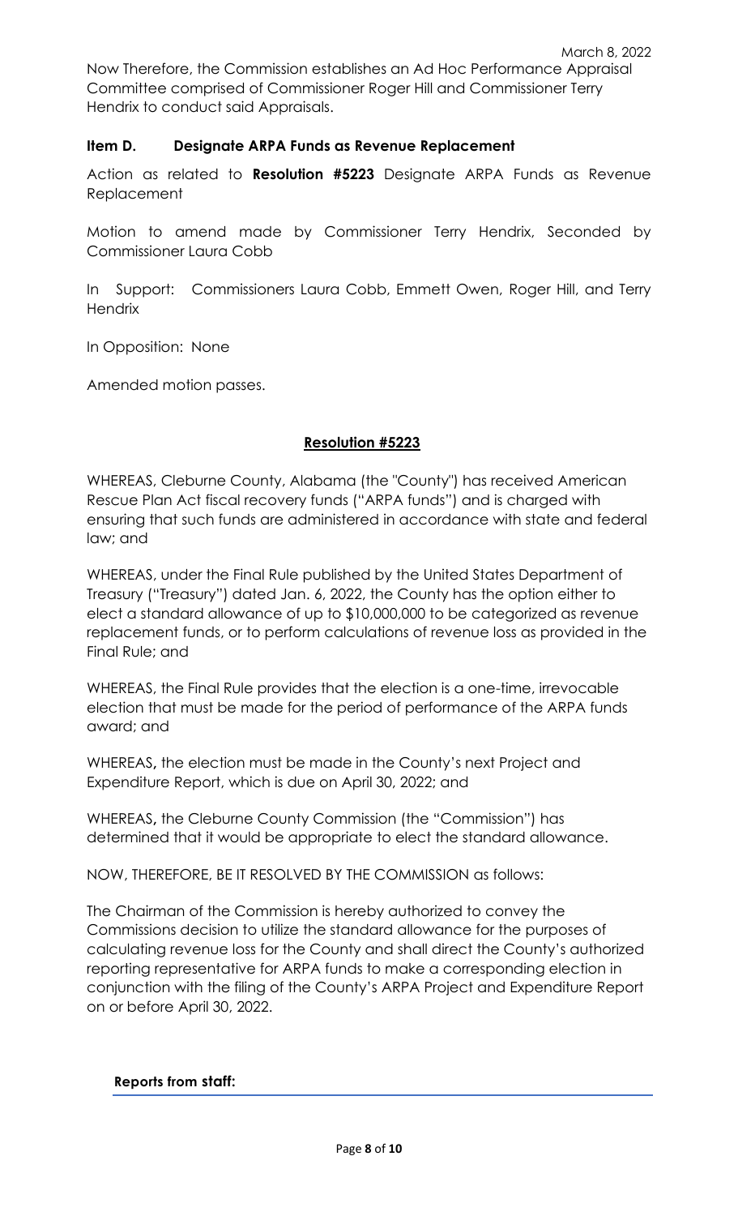Now Therefore, the Commission establishes an Ad Hoc Performance Appraisal Committee comprised of Commissioner Roger Hill and Commissioner Terry Hendrix to conduct said Appraisals.

### Item D. Designate ARPA Funds as Revenue Replacement

Action as related to **Resolution #5223** Designate ARPA Funds as Revenue Replacement

Motion to amend made by Commissioner Terry Hendrix, Seconded by Commissioner Laura Cobb

In Support: Commissioners Laura Cobb, Emmett Owen, Roger Hill, and Terry Hendrix

In Opposition: None

Amended motion passes.

**Resolution #5223**

WHEREAS, Cleburne County, Alabama (the "County") has received American Rescue Plan Act fiscal recovery funds ("ARPA funds") and is charged with ensuring that such funds are administered in accordance with state and federal law; and

WHEREAS, under the Final Rule published by the United States Department of Treasury ("Treasury") dated Jan. 6, 2022, the County has the option either to elect a standard allowance of up to $10,000,000 to be categorized as revenue replacement funds, or to perform calculations of revenue loss as provided in the Final Rule; and

WHEREAS, the Final Rule provides that the election is a one-time, irrevocable election that must be made for the period of performance of the ARPA funds award; and

WHEREAS**,** the election must be made in the County's next Project and Expenditure Report, which is due on April 30, 2022; and

WHEREAS**,** the Cleburne County Commission (the "Commission") has determined that it would be appropriate to elect the standard allowance.

NOW, THEREFORE, BE IT RESOLVED BY THE COMMISSION as follows:

The Chairman of the Commission is hereby authorized to convey the Commissions decision to utilize the standard allowance for the purposes of calculating revenue loss for the County and shall direct the County's authorized reporting representative for ARPA funds to make a corresponding election in conjunction with the filing of the County's ARPA Project and Expenditure Report on or before April 30, 2022.

**Reports from staff:**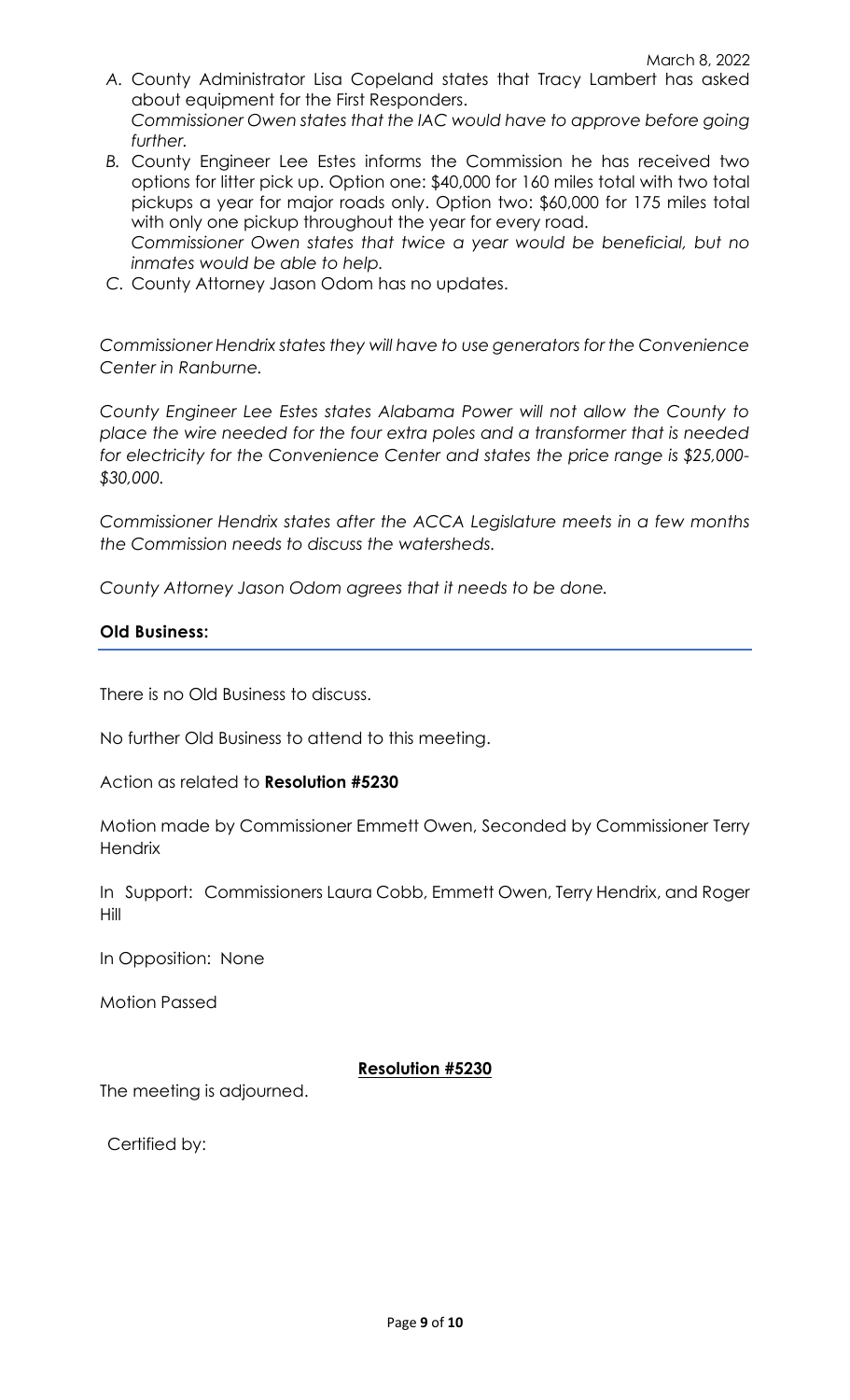A. County Administrator Lisa Copeland states that Tracy Lambert has asked about equipment for the First Responders.
   *Commissioner Owen states that the IAC would have to approve before going further.*

B. County Engineer Lee Estes informs the Commission he has received two options for litter pick up. Option one: $40,000 for 160 miles total with two total pickups a year for major roads only. Option two: $60,000 for 175 miles total with only one pickup throughout the year for every road.
   *Commissioner Owen states that twice a year would be beneficial, but no inmates would be able to help.*

C. County Attorney Jason Odom has no updates.

*Commissioner Hendrix states they will have to use generators for the Convenience Center in Ranburne.*

*County Engineer Lee Estes states Alabama Power will not allow the County to place the wire needed for the four extra poles and a transformer that is needed for electricity for the Convenience Center and states the price range is $25,000-$30,000.*

*Commissioner Hendrix states after the ACCA Legislature meets in a few months the Commission needs to discuss the watersheds.*

*County Attorney Jason Odom agrees that it needs to be done.*

**Old Business:**

There is no Old Business to discuss.

No further Old Business to attend to this meeting.

Action as related to **Resolution #5230**

Motion made by Commissioner Emmett Owen, Seconded by Commissioner Terry Hendrix

In Support: Commissioners Laura Cobb, Emmett Owen, Terry Hendrix, and Roger Hill

In Opposition: None

Motion Passed

**Resolution #5230**

The meeting is adjourned.

Certified by: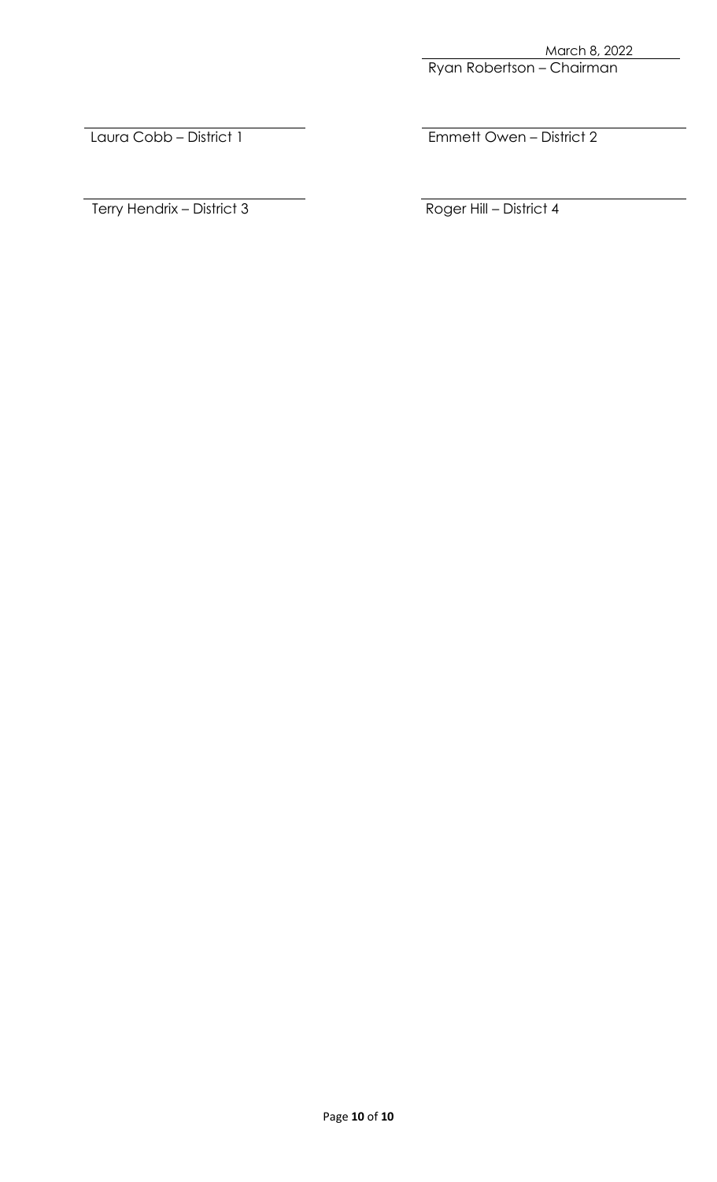March 8, 2022

Ryan Robertson – Chairman

Laura Cobb – District 1

Emmett Owen – District 2

Terry Hendrix – District 3

Roger Hill – District 4